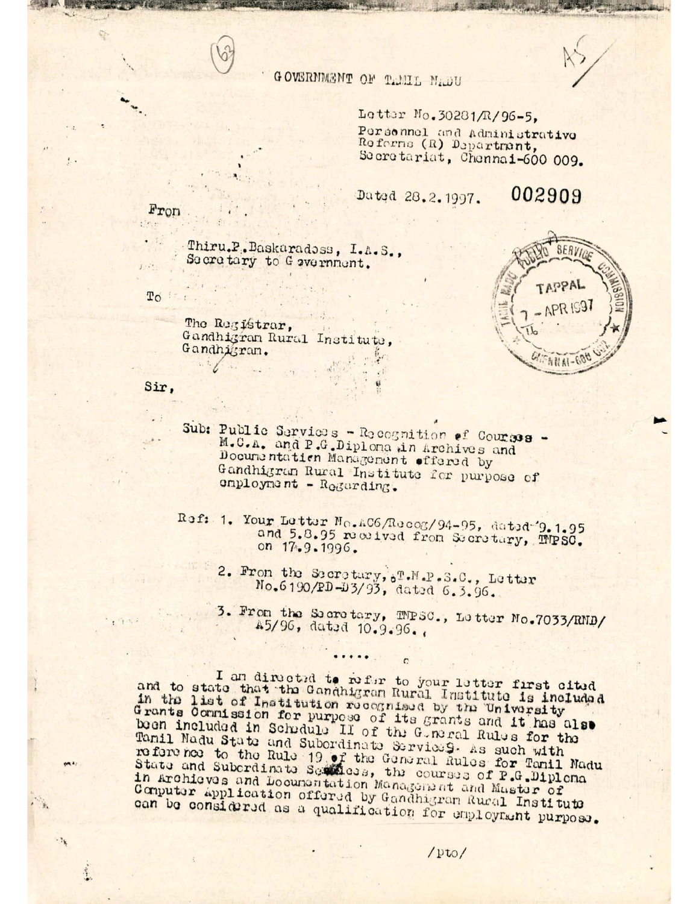GOVERNMENT OF TAMIL NADU

Letter No.30281/R/96-5,
Personnel and Administrative Reforms (R) Department,
Secretariat, Chennai-600 009.

Dated 28.2.1997. 002909

From

Thiru.P.Baskaradoss, I.A.S.,
Secretary to Government.

To

The Registrar,
Gandhigram Rural Institute,
Gandhigram.

Sir,

Sub: Public Services - Recognition of Courses - M.C.A. and P.G.Diploma in Archives and Documentation Management offered by Gandhigram Rural Institute for purpose of employment - Regarding.

Ref: 1. Your Letter No.AC6/Recog/94-95, dated 9.1.95 and 5.8.95 received from Secretary, TNPSC. on 17.9.1996.

2. From the Secretary, T.N.P.S.C., Letter No.6190/RD-D3/93, dated 6.3.96.

3. From the Secretary, TNPSC., Letter No.7033/RND/A5/96, dated 10.9.96.

.....

I am directed to refer to your letter first cited and to state that the Gandhigram Rural Institute is included in the list of Institution recognised by the University Grants Commission for purpose of its grants and it has also been included in Schedule II of the General Rules for the Tamil Nadu State and Subordinate Services. As such with reference to the Rule 19 of the General Rules for Tamil Nadu State and Subordinate Services, the courses of P.G.Diploma in Archieves and Documentation Management and Master of Computer Application offered by Gandhigram Rural Institute can be considered as a qualification for employment purpose.

/pto/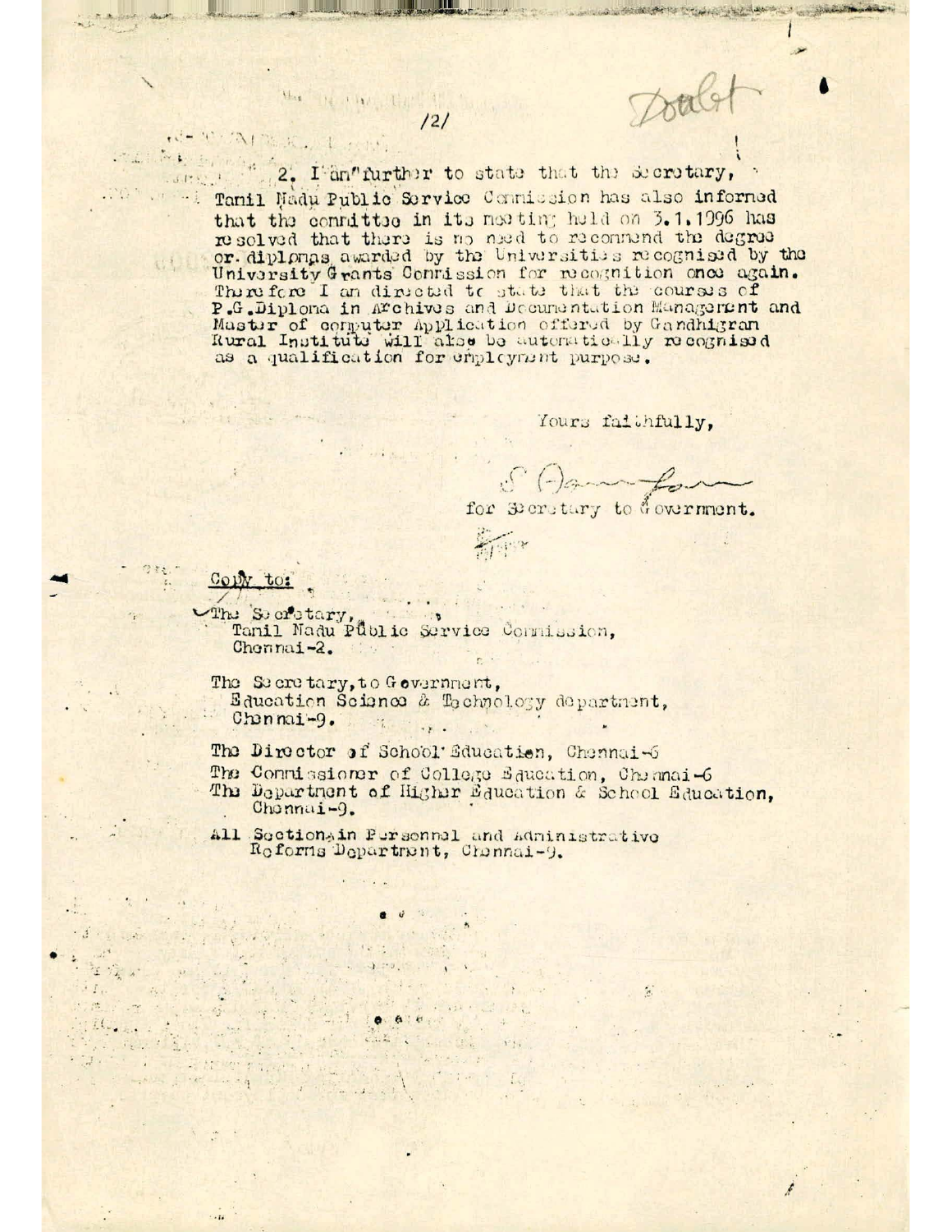2. I am further to state that the Secretary, Tamil Nadu Public Service Commission has also informed that the committee in its meeting held on 3.1.1996 has resolved that there is no need to recommend the degree or diplomas awarded by the Universities recognised by the University Grants Commission for recognition once again. Therefore I am directed to state that the courses of P.G.Diploma in Archives and Documentation Management and Master of computer Application offered by Gandhigram Rural Institute will also be automatically recognised as a qualification for employment purpose.

Yours faithfully,

for Secretary to Government.

Copy to:

The Secretary,
Tamil Nadu Public Service Commission,
Chennai-2.

The Secretary, to Government,
Education Science & Technology department,
Chennai-9.

The Director of School Education, Chennai-6

The Commissioner of College Education, Chennai-6

The Department of Higher Education & School Education,
Chennai-9.

All Sections in Personnel and Administrative Reforms Department, Chennai-9.